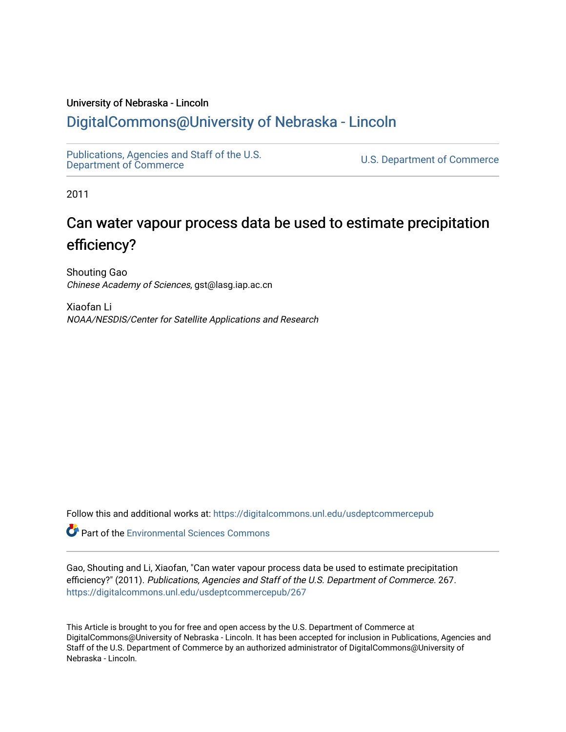University of Nebraska - Lincoln

## DigitalCommons@University of Nebraska - Lincoln

Publications, Agencies and Staff of the U.S. Department of Commerce

U.S. Department of Commerce

2011

# Can water vapour process data be used to estimate precipitation efficiency?

Shouting Gao
*Chinese Academy of Sciences*, gst@lasg.iap.ac.cn

Xiaofan Li
*NOAA/NESDIS/Center for Satellite Applications and Research*

Follow this and additional works at: https://digitalcommons.unl.edu/usdeptcommercepub

Part of the Environmental Sciences Commons

Gao, Shouting and Li, Xiaofan, "Can water vapour process data be used to estimate precipitation efficiency?" (2011). *Publications, Agencies and Staff of the U.S. Department of Commerce*. 267.
https://digitalcommons.unl.edu/usdeptcommercepub/267

This Article is brought to you for free and open access by the U.S. Department of Commerce at DigitalCommons@University of Nebraska - Lincoln. It has been accepted for inclusion in Publications, Agencies and Staff of the U.S. Department of Commerce by an authorized administrator of DigitalCommons@University of Nebraska - Lincoln.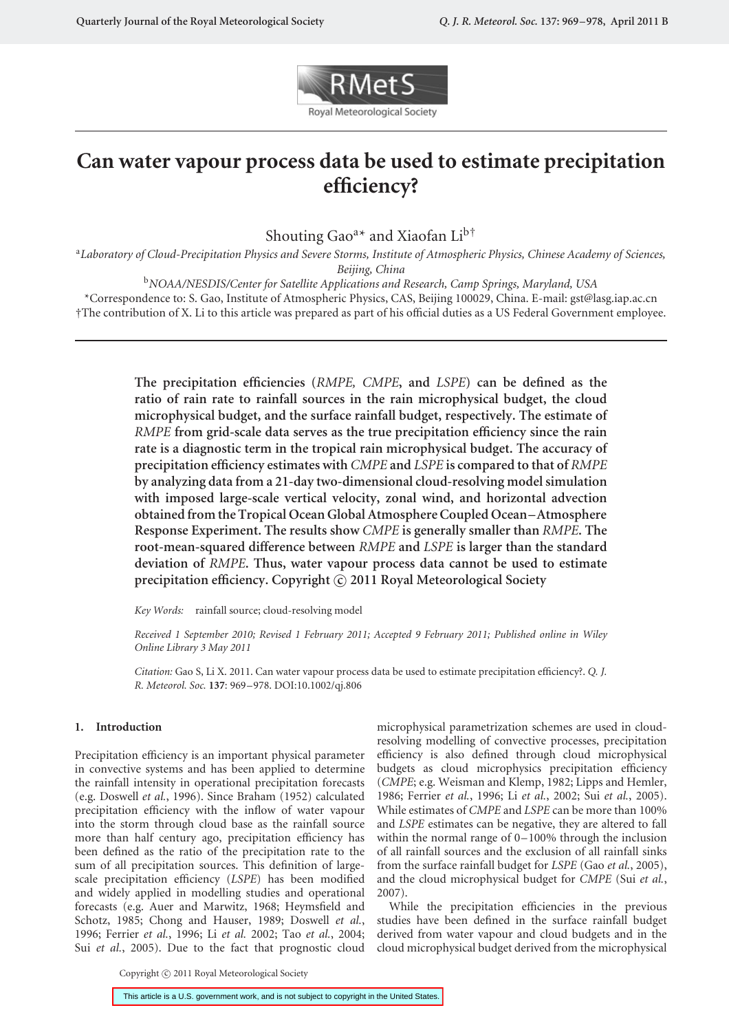# Can water vapour process data be used to estimate precipitation efficiency?

Shouting Gao[a*] and Xiaofan Li[b†]

[a]*Laboratory of Cloud-Precipitation Physics and Severe Storms, Institute of Atmospheric Physics, Chinese Academy of Sciences, Beijing, China*

[b]*NOAA/NESDIS/Center for Satellite Applications and Research, Camp Springs, Maryland, USA*

*Correspondence to: S. Gao, Institute of Atmospheric Physics, CAS, Beijing 100029, China. E-mail: gst@lasg.iap.ac.cn

†The contribution of X. Li to this article was prepared as part of his official duties as a US Federal Government employee.

**The precipitation efficiencies (*RMPE, CMPE*, and *LSPE*) can be defined as the ratio of rain rate to rainfall sources in the rain microphysical budget, the cloud microphysical budget, and the surface rainfall budget, respectively. The estimate of *RMPE* from grid-scale data serves as the true precipitation efficiency since the rain rate is a diagnostic term in the tropical rain microphysical budget. The accuracy of precipitation efficiency estimates with *CMPE* and *LSPE* is compared to that of *RMPE* by analyzing data from a 21-day two-dimensional cloud-resolving model simulation with imposed large-scale vertical velocity, zonal wind, and horizontal advection obtained from the Tropical Ocean Global Atmosphere Coupled Ocean–Atmosphere Response Experiment. The results show *CMPE* is generally smaller than *RMPE*. The root-mean-squared difference between *RMPE* and *LSPE* is larger than the standard deviation of *RMPE*. Thus, water vapour process data cannot be used to estimate precipitation efficiency. Copyright © 2011 Royal Meteorological Society**

*Key Words:* rainfall source; cloud-resolving model

*Received 1 September 2010; Revised 1 February 2011; Accepted 9 February 2011; Published online in Wiley Online Library 3 May 2011*

*Citation:* Gao S, Li X. 2011. Can water vapour process data be used to estimate precipitation efficiency?. *Q. J. R. Meteorol. Soc.* **137**: 969–978. DOI:10.1002/qj.806

## 1. Introduction

Precipitation efficiency is an important physical parameter in convective systems and has been applied to determine the rainfall intensity in operational precipitation forecasts (e.g. Doswell *et al.*, 1996). Since Braham (1952) calculated precipitation efficiency with the inflow of water vapour into the storm through cloud base as the rainfall source more than half century ago, precipitation efficiency has been defined as the ratio of the precipitation rate to the sum of all precipitation sources. This definition of large-scale precipitation efficiency (*LSPE*) has been modified and widely applied in modelling studies and operational forecasts (e.g. Auer and Marwitz, 1968; Heymsfield and Schotz, 1985; Chong and Hauser, 1989; Doswell *et al.*, 1996; Ferrier *et al.*, 1996; Li *et al.* 2002; Tao *et al.*, 2004; Sui *et al.*, 2005). Due to the fact that prognostic cloud microphysical parametrization schemes are used in cloud-resolving modelling of convective processes, precipitation efficiency is also defined through cloud microphysical budgets as cloud microphysics precipitation efficiency (*CMPE*; e.g. Weisman and Klemp, 1982; Lipps and Hemler, 1986; Ferrier *et al.*, 1996; Li *et al.*, 2002; Sui *et al.*, 2007). While estimates of *CMPE* and *LSPE* can be more than 100% and *LSPE* estimates can be negative, they are altered to fall within the normal range of 0–100% through the inclusion of all rainfall sources and the exclusion of all rainfall sinks from the surface rainfall budget for *LSPE* (Gao *et al.*, 2005), and the cloud microphysical budget for *CMPE* (Sui *et al.*, 2007).

While the precipitation efficiencies in the previous studies have been defined in the surface rainfall budget derived from water vapour and cloud budgets and in the cloud microphysical budget derived from the microphysical

This article is a U.S. government work, and is not subject to copyright in the United States.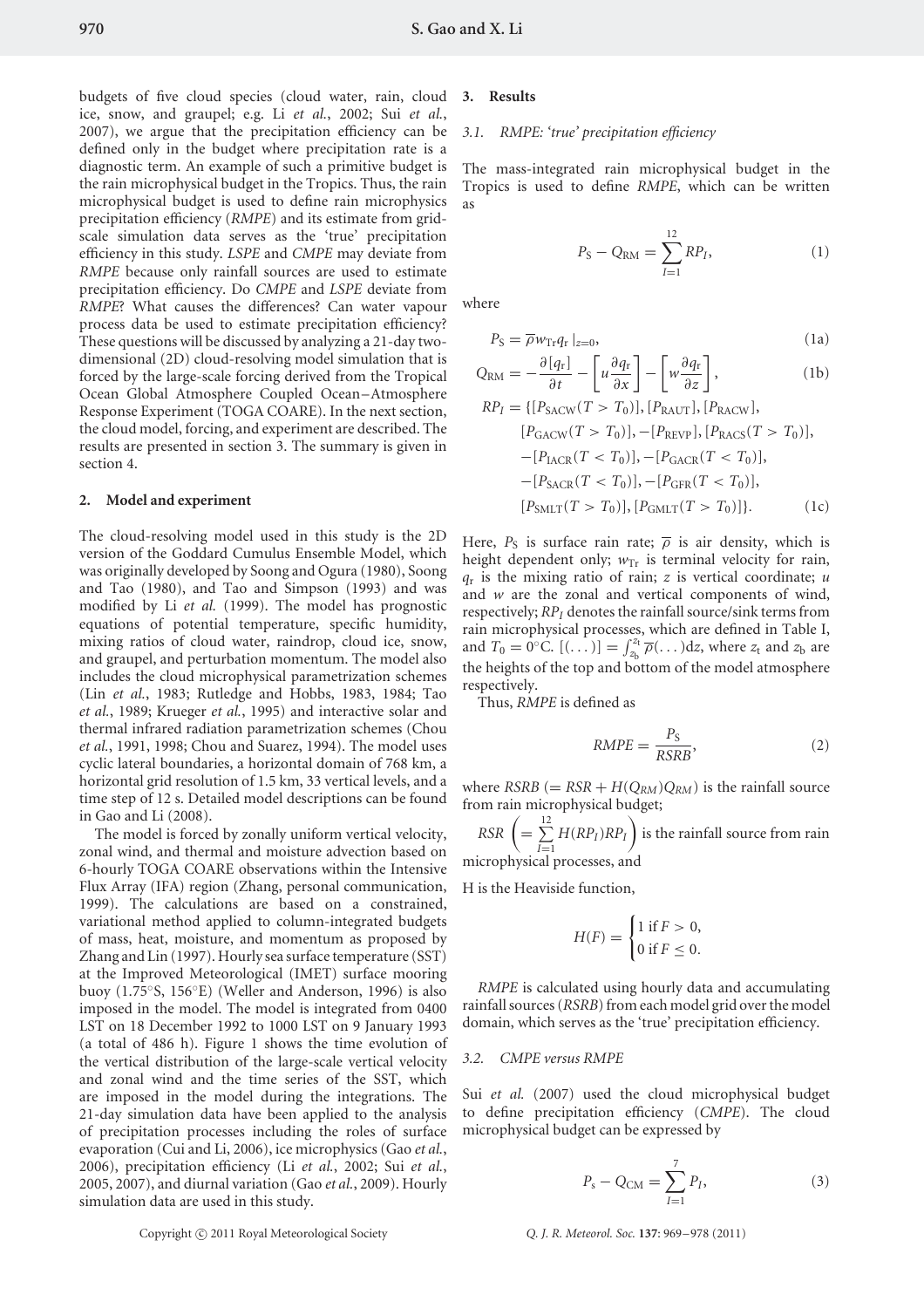budgets of five cloud species (cloud water, rain, cloud ice, snow, and graupel; e.g. Li *et al.*, 2002; Sui *et al.*, 2007), we argue that the precipitation efficiency can be defined only in the budget where precipitation rate is a diagnostic term. An example of such a primitive budget is the rain microphysical budget in the Tropics. Thus, the rain microphysical budget is used to define rain microphysics precipitation efficiency (*RMPE*) and its estimate from grid-scale simulation data serves as the 'true' precipitation efficiency in this study. *LSPE* and *CMPE* may deviate from *RMPE* because only rainfall sources are used to estimate precipitation efficiency. Do *CMPE* and *LSPE* deviate from *RMPE*? What causes the differences? Can water vapour process data be used to estimate precipitation efficiency? These questions will be discussed by analyzing a 21-day two-dimensional (2D) cloud-resolving model simulation that is forced by the large-scale forcing derived from the Tropical Ocean Global Atmosphere Coupled Ocean–Atmosphere Response Experiment (TOGA COARE). In the next section, the cloud model, forcing, and experiment are described. The results are presented in section 3. The summary is given in section 4.

## 2. Model and experiment

The cloud-resolving model used in this study is the 2D version of the Goddard Cumulus Ensemble Model, which was originally developed by Soong and Ogura (1980), Soong and Tao (1980), and Tao and Simpson (1993) and was modified by Li *et al.* (1999). The model has prognostic equations of potential temperature, specific humidity, mixing ratios of cloud water, raindrop, cloud ice, snow, and graupel, and perturbation momentum. The model also includes the cloud microphysical parametrization schemes (Lin *et al.*, 1983; Rutledge and Hobbs, 1983, 1984; Tao *et al.*, 1989; Krueger *et al.*, 1995) and interactive solar and thermal infrared radiation parametrization schemes (Chou *et al.*, 1991, 1998; Chou and Suarez, 1994). The model uses cyclic lateral boundaries, a horizontal domain of 768 km, a horizontal grid resolution of 1.5 km, 33 vertical levels, and a time step of 12 s. Detailed model descriptions can be found in Gao and Li (2008).

The model is forced by zonally uniform vertical velocity, zonal wind, and thermal and moisture advection based on 6-hourly TOGA COARE observations within the Intensive Flux Array (IFA) region (Zhang, personal communication, 1999). The calculations are based on a constrained, variational method applied to column-integrated budgets of mass, heat, moisture, and momentum as proposed by Zhang and Lin (1997). Hourly sea surface temperature (SST) at the Improved Meteorological (IMET) surface mooring buoy (1.75°S, 156°E) (Weller and Anderson, 1996) is also imposed in the model. The model is integrated from 0400 LST on 18 December 1992 to 1000 LST on 9 January 1993 (a total of 486 h). Figure 1 shows the time evolution of the vertical distribution of the large-scale vertical velocity and zonal wind and the time series of the SST, which are imposed in the model during the integrations. The 21-day simulation data have been applied to the analysis of precipitation processes including the roles of surface evaporation (Cui and Li, 2006), ice microphysics (Gao *et al.*, 2006), precipitation efficiency (Li *et al.*, 2002; Sui *et al.*, 2005, 2007), and diurnal variation (Gao *et al.*, 2009). Hourly simulation data are used in this study.

## 3. Results

### 3.1. *RMPE: 'true' precipitation efficiency*

The mass-integrated rain microphysical budget in the Tropics is used to define *RMPE*, which can be written as

$$P_{\mathrm{S}} - Q_{\mathrm{RM}} = \sum_{I=1}^{12} RP_I, \tag{1}$$

where

$$P_{\mathrm{S}} = \overline{\rho} w_{\mathrm{Tr}} q_{\mathrm{r}} |_{z=0}, \tag{1a}$$

$$Q_{\mathrm{RM}} = -\frac{\partial [q_{\mathrm{r}}]}{\partial t} - \left[ u \frac{\partial q_{\mathrm{r}}}{\partial x} \right] - \left[ w \frac{\partial q_{\mathrm{r}}}{\partial z} \right], \tag{1b}$$

$$\begin{aligned} RP_I = \{ &[P_{\mathrm{SACW}}(T > T_0)], [P_{\mathrm{RAUT}}], [P_{\mathrm{RACW}}], \\ &[P_{\mathrm{GACW}}(T > T_0)], -[P_{\mathrm{REVP}}], [P_{\mathrm{RACS}}(T > T_0)], \\ &-[P_{\mathrm{IACR}}(T < T_0)], -[P_{\mathrm{GACR}}(T < T_0)], \\ &-[P_{\mathrm{SACR}}(T < T_0)], -[P_{\mathrm{GFR}}(T < T_0)], \\ &[P_{\mathrm{SMLT}}(T > T_0)], [P_{\mathrm{GMLT}}(T > T_0)] \}. \end{aligned} \tag{1c}$$

Here, $P_{\mathrm{S}}$ is surface rain rate; $\overline{\rho}$ is air density, which is height dependent only; $w_{\mathrm{Tr}}$ is terminal velocity for rain, $q_{\mathrm{r}}$ is the mixing ratio of rain; $z$ is vertical coordinate; $u$ and $w$ are the zonal and vertical components of wind, respectively; $RP_I$ denotes the rainfall source/sink terms from rain microphysical processes, which are defined in Table I, and $T_0 = 0^{\circ}$C. $[(\ldots)] = \int_{z_{\mathrm{b}}}^{z_{\mathrm{t}}} \overline{\rho}(\ldots)\mathrm{d}z$, where $z_{\mathrm{t}}$ and $z_{\mathrm{b}}$ are the heights of the top and bottom of the model atmosphere respectively.

Thus, *RMPE* is defined as

$$RMPE = \frac{P_{\mathrm{S}}}{RSRB}, \tag{2}$$

where $RSRB$ $(= RSR + H(Q_{RM})Q_{RM})$ is the rainfall source from rain microphysical budget;

$RSR$ $\left( = \sum_{I=1}^{12} H(RP_I)RP_I \right)$ is the rainfall source from rain microphysical processes, and

H is the Heaviside function,

$$H(F) = \begin{cases} 1 \text{ if } F > 0, \\ 0 \text{ if } F \leq 0. \end{cases}$$

*RMPE* is calculated using hourly data and accumulating rainfall sources (*RSRB*) from each model grid over the model domain, which serves as the 'true' precipitation efficiency.

### 3.2. *CMPE versus RMPE*

Sui *et al.* (2007) used the cloud microphysical budget to define precipitation efficiency (*CMPE*). The cloud microphysical budget can be expressed by

$$P_{\mathrm{s}} - Q_{\mathrm{CM}} = \sum_{I=1}^{7} P_I, \tag{3}$$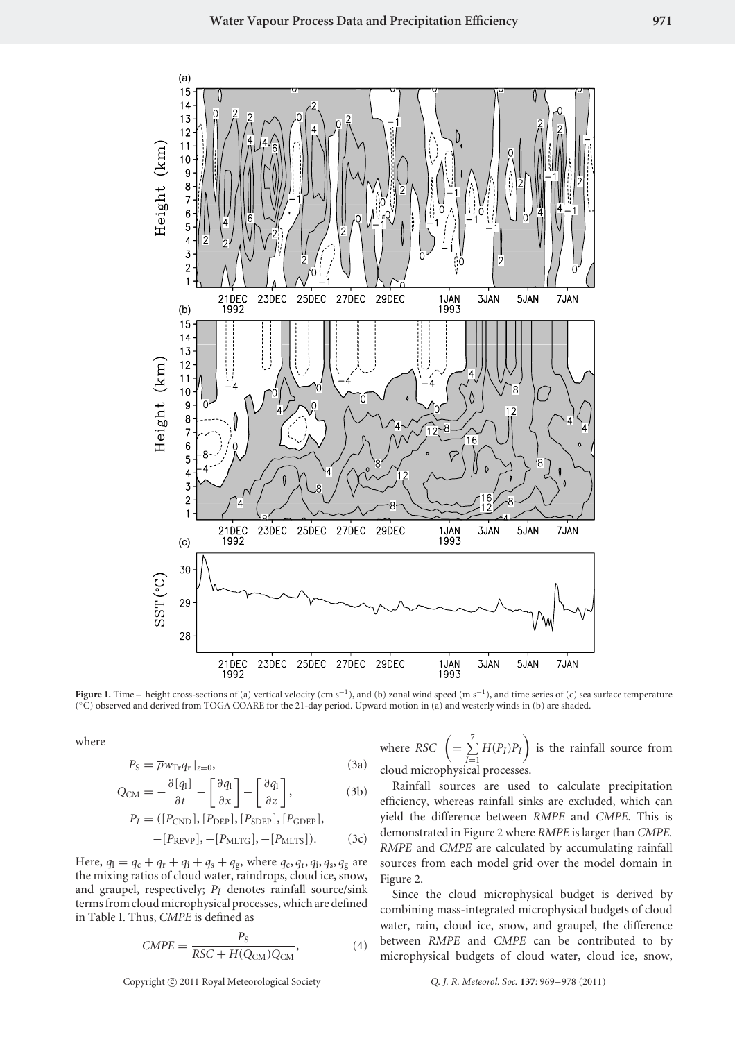**Figure 1.** Time – height cross-sections of (a) vertical velocity (cm s$^{-1}$), and (b) zonal wind speed (m s$^{-1}$), and time series of (c) sea surface temperature (°C) observed and derived from TOGA COARE for the 21-day period. Upward motion in (a) and westerly winds in (b) are shaded.

where

$$P_S = \overline{\rho} w_{Tr} q_r \mid_{z=0}, \tag{3a}$$

$$Q_{CM} = -\frac{\partial [q_l]}{\partial t} - \left[\frac{\partial q_l}{\partial x}\right] - \left[\frac{\partial q_l}{\partial z}\right], \tag{3b}$$

$$P_I = ([P_{CND}], [P_{DEP}], [P_{SDEP}], [P_{GDEP}], -[P_{REVP}], -[P_{MLTG}], -[P_{MLTS}]). \tag{3c}$$

Here, $q_l = q_c + q_r + q_i + q_s + q_g$, where $q_c, q_r, q_i, q_s, q_g$ are the mixing ratios of cloud water, raindrops, cloud ice, snow, and graupel, respectively; $P_I$ denotes rainfall source/sink terms from cloud microphysical processes, which are defined in Table I. Thus, *CMPE* is defined as

$$CMPE = \frac{P_S}{RSC + H(Q_{CM})Q_{CM}}, \tag{4}$$

where $RSC \left(= \sum_{I=1}^{7} H(P_I)P_I\right)$ is the rainfall source from cloud microphysical processes.

Rainfall sources are used to calculate precipitation efficiency, whereas rainfall sinks are excluded, which can yield the difference between *RMPE* and *CMPE*. This is demonstrated in Figure 2 where *RMPE* is larger than *CMPE*. *RMPE* and *CMPE* are calculated by accumulating rainfall sources from each model grid over the model domain in Figure 2.

Since the cloud microphysical budget is derived by combining mass-integrated microphysical budgets of cloud water, rain, cloud ice, snow, and graupel, the difference between *RMPE* and *CMPE* can be contributed to by microphysical budgets of cloud water, cloud ice, snow,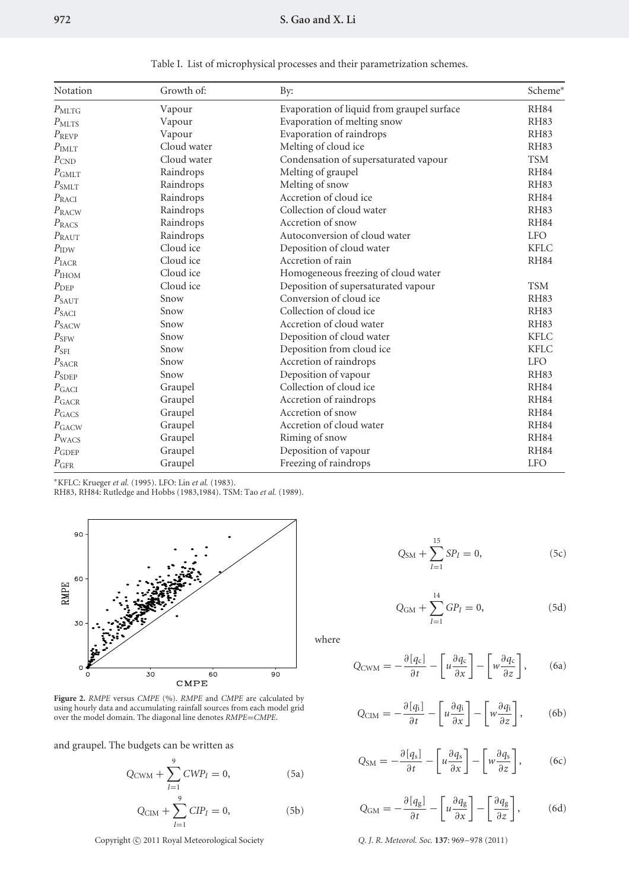Table I. List of microphysical processes and their parametrization schemes.

| Notation | Growth of: | By: | Scheme* |
|---|---|---|---|
| $P_{MLTG}$ | Vapour | Evaporation of liquid from graupel surface | RH84 |
| $P_{MLTS}$ | Vapour | Evaporation of melting snow | RH83 |
| $P_{REVP}$ | Vapour | Evaporation of raindrops | RH83 |
| $P_{IMLT}$ | Cloud water | Melting of cloud ice | RH83 |
| $P_{CND}$ | Cloud water | Condensation of supersaturated vapour | TSM |
| $P_{GMLT}$ | Raindrops | Melting of graupel | RH84 |
| $P_{SMLT}$ | Raindrops | Melting of snow | RH83 |
| $P_{RACI}$ | Raindrops | Accretion of cloud ice | RH84 |
| $P_{RACW}$ | Raindrops | Collection of cloud water | RH83 |
| $P_{RACS}$ | Raindrops | Accretion of snow | RH84 |
| $P_{RAUT}$ | Raindrops | Autoconversion of cloud water | LFO |
| $P_{IDW}$ | Cloud ice | Deposition of cloud water | KFLC |
| $P_{IACR}$ | Cloud ice | Accretion of rain | RH84 |
| $P_{IHOM}$ | Cloud ice | Homogeneous freezing of cloud water | |
| $P_{DEP}$ | Cloud ice | Deposition of supersaturated vapour | TSM |
| $P_{SAUT}$ | Snow | Conversion of cloud ice | RH83 |
| $P_{SACI}$ | Snow | Collection of cloud ice | RH83 |
| $P_{SACW}$ | Snow | Accretion of cloud water | RH83 |
| $P_{SFW}$ | Snow | Deposition of cloud water | KFLC |
| $P_{SFI}$ | Snow | Deposition from cloud ice | KFLC |
| $P_{SACR}$ | Snow | Accretion of raindrops | LFO |
| $P_{SDEP}$ | Snow | Deposition of vapour | RH83 |
| $P_{GACI}$ | Graupel | Collection of cloud ice | RH84 |
| $P_{GACR}$ | Graupel | Accretion of raindrops | RH84 |
| $P_{GACS}$ | Graupel | Accretion of snow | RH84 |
| $P_{GACW}$ | Graupel | Accretion of cloud water | RH84 |
| $P_{WACS}$ | Graupel | Riming of snow | RH84 |
| $P_{GDEP}$ | Graupel | Deposition of vapour | RH84 |
| $P_{GFR}$ | Graupel | Freezing of raindrops | LFO |

*KFLC: Krueger *et al.* (1995). LFO: Lin *et al.* (1983).
RH83, RH84: Rutledge and Hobbs (1983,1984). TSM: Tao *et al.* (1989).

**Figure 2.** *RMPE* versus *CMPE* (%). *RMPE* and *CMPE* are calculated by using hourly data and accumulating rainfall sources from each model grid over the model domain. The diagonal line denotes *RMPE*=*CMPE*.

and graupel. The budgets can be written as

$$Q_{CWM} + \sum_{I=1}^{9} CWP_I = 0, \tag{5a}$$

$$Q_{CIM} + \sum_{I=1}^{9} CIP_I = 0, \tag{5b}$$

$$Q_{SM} + \sum_{I=1}^{15} SP_I = 0, \tag{5c}$$

$$Q_{GM} + \sum_{I=1}^{14} GP_I = 0, \tag{5d}$$

where

$$Q_{CWM} = -\frac{\partial [q_c]}{\partial t} - \left[u\frac{\partial q_c}{\partial x}\right] - \left[w\frac{\partial q_c}{\partial z}\right], \tag{6a}$$

$$Q_{CIM} = -\frac{\partial [q_i]}{\partial t} - \left[u\frac{\partial q_i}{\partial x}\right] - \left[w\frac{\partial q_i}{\partial z}\right], \tag{6b}$$

$$Q_{SM} = -\frac{\partial [q_s]}{\partial t} - \left[u\frac{\partial q_s}{\partial x}\right] - \left[w\frac{\partial q_s}{\partial z}\right], \tag{6c}$$

$$Q_{GM} = -\frac{\partial [q_g]}{\partial t} - \left[u\frac{\partial q_g}{\partial x}\right] - \left[\frac{\partial q_g}{\partial z}\right], \tag{6d}$$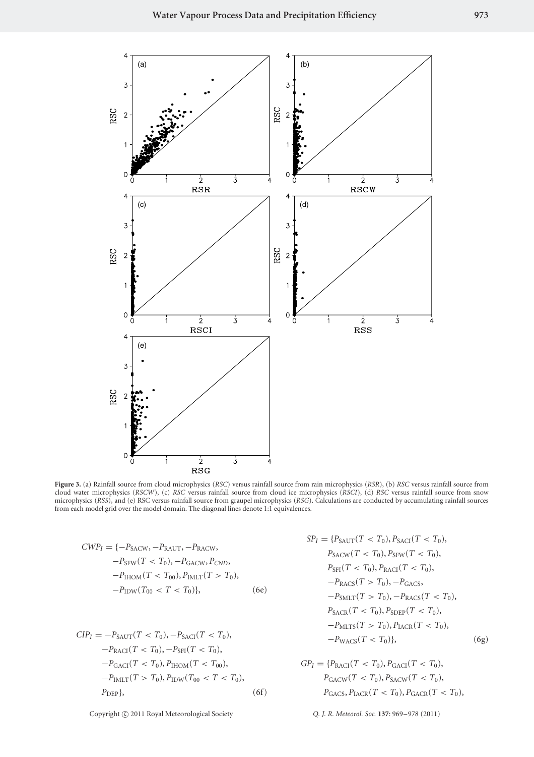**Figure 3.** (a) Rainfall source from cloud microphysics (*RSC*) versus rainfall source from rain microphysics (*RSR*), (b) *RSC* versus rainfall source from cloud water microphysics (*RSCW*), (c) *RSC* versus rainfall source from cloud ice microphysics (*RSCI*), (d) *RSC* versus rainfall source from snow microphysics (*RSS*), and (e) RSC versus rainfall source from graupel microphysics (*RSG*). Calculations are conducted by accumulating rainfall sources from each model grid over the model domain. The diagonal lines denote 1:1 equivalences.

$$
\begin{aligned}
CWP_I = \{&-P_{\mathrm{SACW}}, -P_{\mathrm{RAUT}}, -P_{\mathrm{RACW}},\\
&-P_{\mathrm{SFW}}(T < T_0), -P_{\mathrm{GACW}}, P_{CND},\\
&-P_{\mathrm{IHOM}}(T < T_{00}), P_{\mathrm{IMLT}}(T > T_0),\\
&-P_{\mathrm{IDW}}(T_{00} < T < T_0)\},
\end{aligned} \tag{6e}
$$

$$
\begin{aligned}
CIP_I = &-P_{\mathrm{SAUT}}(T < T_0), -P_{\mathrm{SACI}}(T < T_0),\\
&-P_{\mathrm{RACI}}(T < T_0), -P_{\mathrm{SFI}}(T < T_0),\\
&-P_{\mathrm{GACI}}(T < T_0), P_{\mathrm{IHOM}}(T < T_{00}),\\
&-P_{\mathrm{IMLT}}(T > T_0), P_{\mathrm{IDW}}(T_{00} < T < T_0),\\
&P_{\mathrm{DEP}}\},
\end{aligned} \tag{6f}
$$

$$
\begin{aligned}
SP_I = \{&P_{\mathrm{SAUT}}(T < T_0), P_{\mathrm{SACI}}(T < T_0),\\
&P_{\mathrm{SACW}}(T < T_0), P_{\mathrm{SFW}}(T < T_0),\\
&P_{\mathrm{SFI}}(T < T_0), P_{\mathrm{RACI}}(T < T_0),\\
&-P_{\mathrm{RACS}}(T > T_0), -P_{\mathrm{GACS}},\\
&-P_{\mathrm{SMLT}}(T > T_0), -P_{\mathrm{RACS}}(T < T_0),\\
&P_{\mathrm{SACR}}(T < T_0), P_{\mathrm{SDEP}}(T < T_0),\\
&-P_{\mathrm{MLTS}}(T > T_0), P_{\mathrm{IACR}}(T < T_0),\\
&-P_{\mathrm{WACS}}(T < T_0)\},
\end{aligned} \tag{6g}
$$

$$
\begin{aligned}
GP_I = \{&P_{\mathrm{RACI}}(T < T_0), P_{\mathrm{GACI}}(T < T_0),\\
&P_{\mathrm{GACW}}(T < T_0), P_{\mathrm{SACW}}(T < T_0),\\
&P_{\mathrm{GACS}}, P_{\mathrm{IACR}}(T < T_0), P_{\mathrm{GACR}}(T < T_0),
\end{aligned}
$$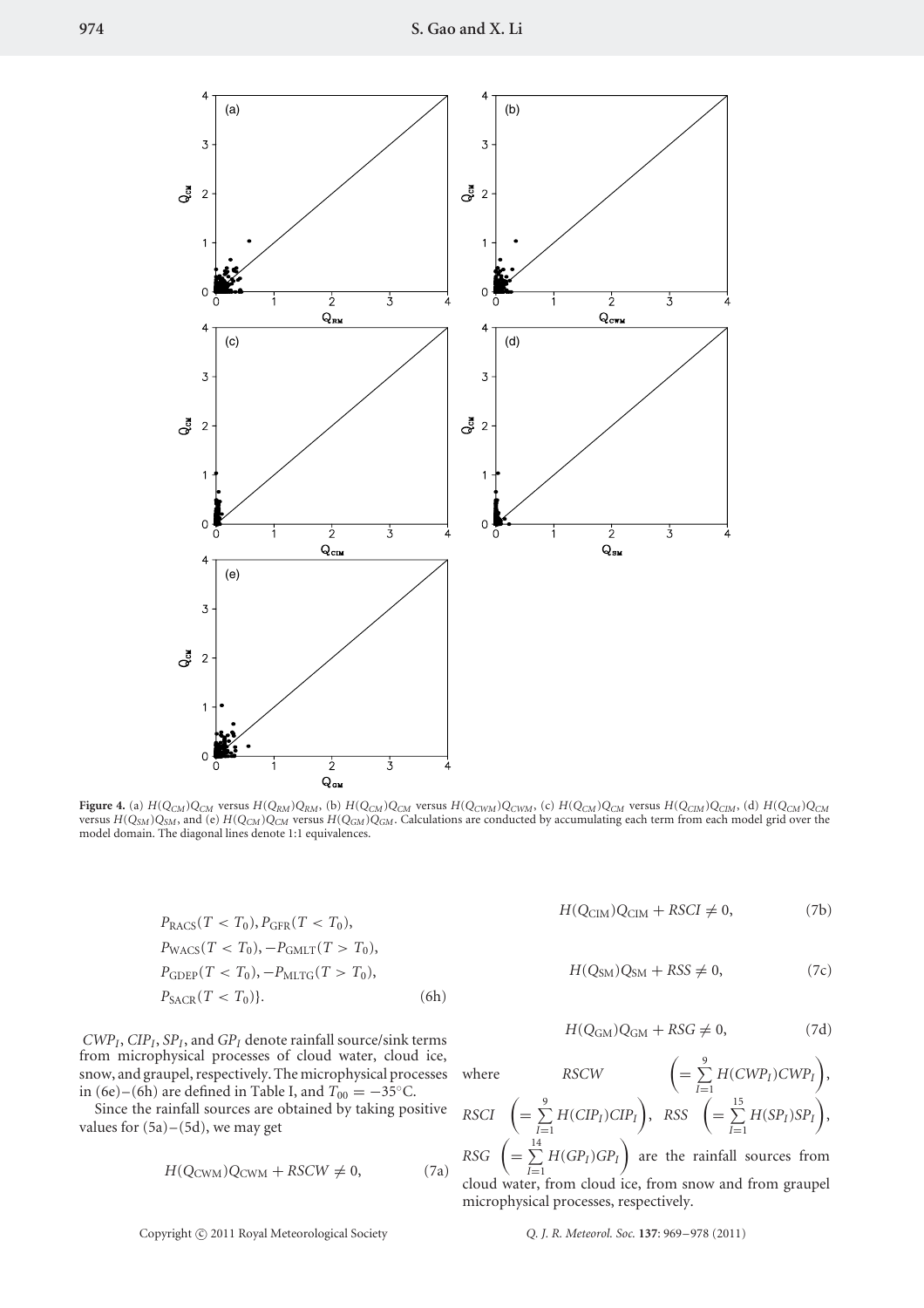**Figure 4.** (a) $H(Q_{CM})Q_{CM}$ versus $H(Q_{RM})Q_{RM}$, (b) $H(Q_{CM})Q_{CM}$ versus $H(Q_{CWM})Q_{CWM}$, (c) $H(Q_{CM})Q_{CM}$ versus $H(Q_{CIM})Q_{CIM}$, (d) $H(Q_{CM})Q_{CM}$ versus $H(Q_{SM})Q_{SM}$, and (e) $H(Q_{CM})Q_{CM}$ versus $H(Q_{GM})Q_{GM}$. Calculations are conducted by accumulating each term from each model grid over the model domain. The diagonal lines denote 1:1 equivalences.

$$
\begin{aligned}
&P_{\mathrm{RACS}}(T < T_0), P_{\mathrm{GFR}}(T < T_0),\\
&P_{\mathrm{WACS}}(T < T_0), -P_{\mathrm{GMLT}}(T > T_0),\\
&P_{\mathrm{GDEP}}(T < T_0), -P_{\mathrm{MLTG}}(T > T_0),\\
&P_{\mathrm{SACR}}(T < T_0)\}. \qquad (6h)
\end{aligned}
$$

$CWP_I$, $CIP_I$, $SP_I$, and $GP_I$ denote rainfall source/sink terms from microphysical processes of cloud water, cloud ice, snow, and graupel, respectively. The microphysical processes in (6e)–(6h) are defined in Table I, and $T_{00} = -35°\mathrm{C}$.

Since the rainfall sources are obtained by taking positive values for (5a)–(5d), we may get

$$H(Q_{\mathrm{CWM}})Q_{\mathrm{CWM}} + RSCW \neq 0, \qquad (7a)$$

$$H(Q_{\mathrm{CIM}})Q_{\mathrm{CIM}} + RSCI \neq 0, \qquad (7b)$$

$$H(Q_{\mathrm{SM}})Q_{\mathrm{SM}} + RSS \neq 0, \qquad (7c)$$

$$H(Q_{\mathrm{GM}})Q_{\mathrm{GM}} + RSG \neq 0, \qquad (7d)$$

where $RSCW \left(= \sum_{I=1}^{9} H(CWP_I)CWP_I\right)$, $RSCI \left(= \sum_{I=1}^{9} H(CIP_I)CIP_I\right)$, $RSS \left(= \sum_{I=1}^{15} H(SP_I)SP_I\right)$, $RSG \left(= \sum_{I=1}^{14} H(GP_I)GP_I\right)$ are the rainfall sources from cloud water, from cloud ice, from snow and from graupel microphysical processes, respectively.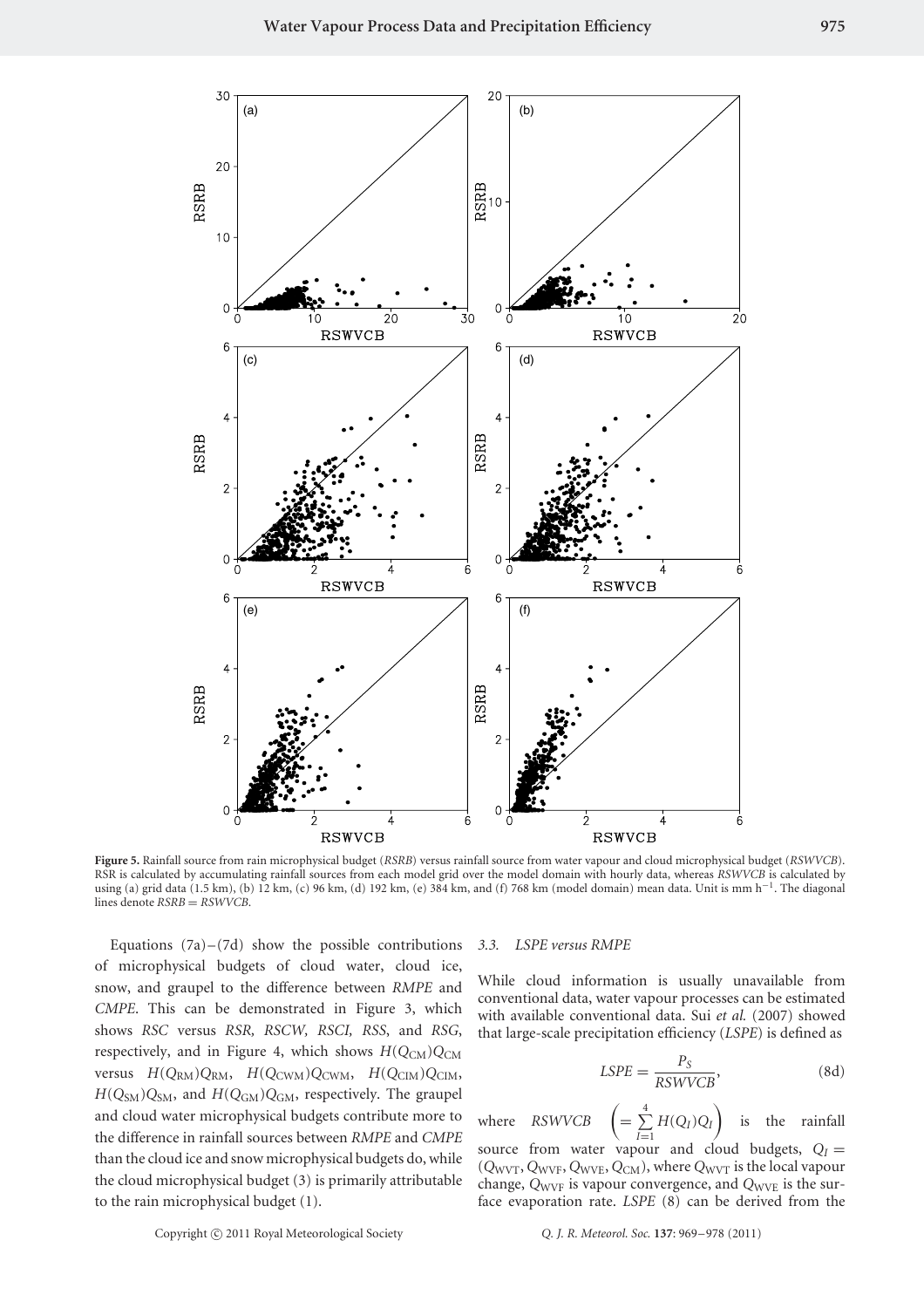**Figure 5.** Rainfall source from rain microphysical budget (*RSRB*) versus rainfall source from water vapour and cloud microphysical budget (*RSWVCB*). RSR is calculated by accumulating rainfall sources from each model grid over the model domain with hourly data, whereas *RSWVCB* is calculated by using (a) grid data (1.5 km), (b) 12 km, (c) 96 km, (d) 192 km, (e) 384 km, and (f) 768 km (model domain) mean data. Unit is mm h$^{-1}$. The diagonal lines denote *RSRB* = *RSWVCB*.

Equations (7a)–(7d) show the possible contributions of microphysical budgets of cloud water, cloud ice, snow, and graupel to the difference between *RMPE* and *CMPE*. This can be demonstrated in Figure 3, which shows *RSC* versus *RSR, RSCW, RSCI, RSS*, and *RSG*, respectively, and in Figure 4, which shows $H(Q_{CM})Q_{CM}$ versus $H(Q_{RM})Q_{RM}$, $H(Q_{CWM})Q_{CWM}$, $H(Q_{CIM})Q_{CIM}$, $H(Q_{SM})Q_{SM}$, and $H(Q_{GM})Q_{GM}$, respectively. The graupel and cloud water microphysical budgets contribute more to the difference in rainfall sources between *RMPE* and *CMPE* than the cloud ice and snow microphysical budgets do, while the cloud microphysical budget (3) is primarily attributable to the rain microphysical budget (1).

### 3.3. *LSPE versus RMPE*

While cloud information is usually unavailable from conventional data, water vapour processes can be estimated with available conventional data. Sui *et al.* (2007) showed that large-scale precipitation efficiency (*LSPE*) is defined as

$$LSPE = \frac{P_S}{RSWVCB}, \tag{8d}$$

where $RSWVCB \left(= \sum_{I=1}^{4} H(Q_I)Q_I\right)$ is the rainfall source from water vapour and cloud budgets, $Q_I = (Q_{WVT}, Q_{WVF}, Q_{WVE}, Q_{CM})$, where $Q_{WVT}$ is the local vapour change, $Q_{WVF}$ is vapour convergence, and $Q_{WVE}$ is the surface evaporation rate. *LSPE* (8) can be derived from the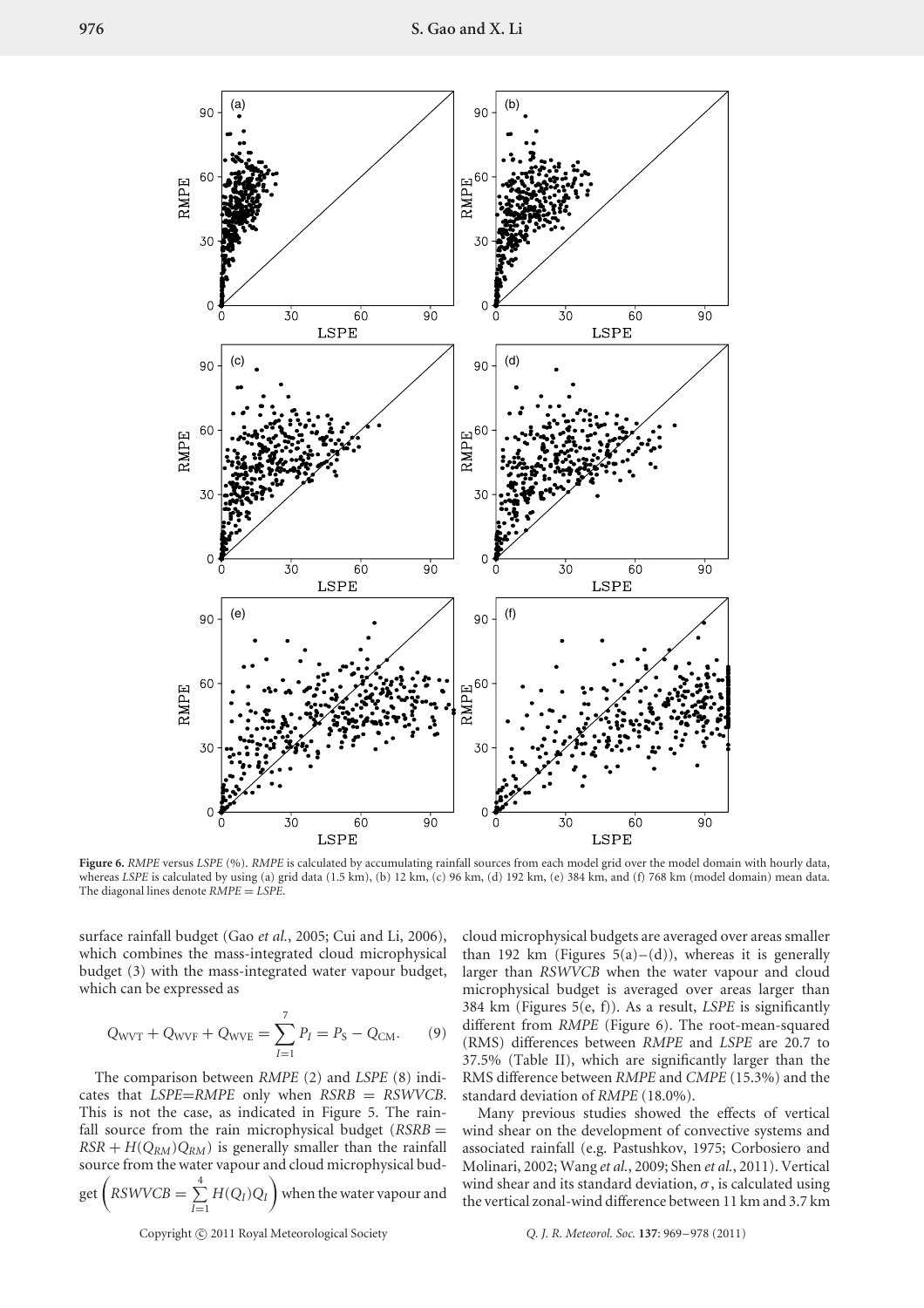**Figure 6.** *RMPE* versus *LSPE* (%). *RMPE* is calculated by accumulating rainfall sources from each model grid over the model domain with hourly data, whereas *LSPE* is calculated by using (a) grid data (1.5 km), (b) 12 km, (c) 96 km, (d) 192 km, (e) 384 km, and (f) 768 km (model domain) mean data. The diagonal lines denote *RMPE* = *LSPE*.

surface rainfall budget (Gao *et al.*, 2005; Cui and Li, 2006), which combines the mass-integrated cloud microphysical budget (3) with the mass-integrated water vapour budget, which can be expressed as

$$Q_{\mathrm{WVT}} + Q_{\mathrm{WVF}} + Q_{\mathrm{WVE}} = \sum_{I=1}^{7} P_I = P_{\mathrm{S}} - Q_{\mathrm{CM}}. \qquad (9)$$

The comparison between *RMPE* (2) and *LSPE* (8) indicates that *LSPE*=*RMPE* only when *RSRB* = *RSWVCB*. This is not the case, as indicated in Figure 5. The rainfall source from the rain microphysical budget ($RSRB = RSR + H(Q_{RM})Q_{RM}$) is generally smaller than the rainfall source from the water vapour and cloud microphysical budget $\left(RSWVCB = \sum_{I=1}^{4} H(Q_I)Q_I\right)$ when the water vapour and cloud microphysical budgets are averaged over areas smaller than 192 km (Figures 5(a)–(d)), whereas it is generally larger than *RSWVCB* when the water vapour and cloud microphysical budget is averaged over areas larger than 384 km (Figures 5(e, f)). As a result, *LSPE* is significantly different from *RMPE* (Figure 6). The root-mean-squared (RMS) differences between *RMPE* and *LSPE* are 20.7 to 37.5% (Table II), which are significantly larger than the RMS difference between *RMPE* and *CMPE* (15.3%) and the standard deviation of *RMPE* (18.0%).

Many previous studies showed the effects of vertical wind shear on the development of convective systems and associated rainfall (e.g. Pastushkov, 1975; Corbosiero and Molinari, 2002; Wang *et al.*, 2009; Shen *et al.*, 2011). Vertical wind shear and its standard deviation, $\sigma$, is calculated using the vertical zonal-wind difference between 11 km and 3.7 km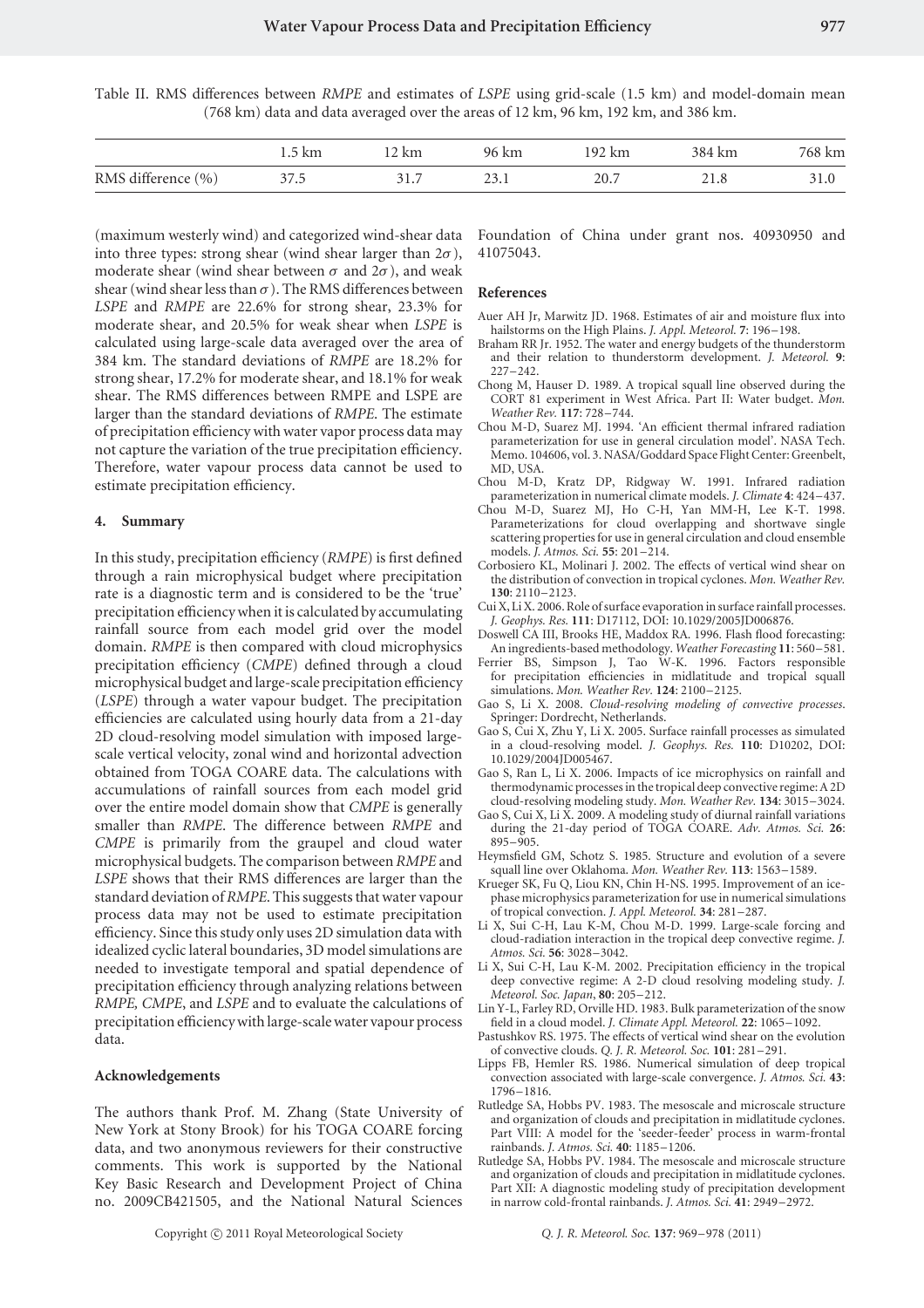Table II. RMS differences between *RMPE* and estimates of *LSPE* using grid-scale (1.5 km) and model-domain mean (768 km) data and data averaged over the areas of 12 km, 96 km, 192 km, and 386 km.

| | 1.5 km | 12 km | 96 km | 192 km | 384 km | 768 km |
|---|---|---|---|---|---|---|
| RMS difference (%) | 37.5 | 31.7 | 23.1 | 20.7 | 21.8 | 31.0 |

(maximum westerly wind) and categorized wind-shear data into three types: strong shear (wind shear larger than $2\sigma$), moderate shear (wind shear between $\sigma$ and $2\sigma$), and weak shear (wind shear less than $\sigma$). The RMS differences between *LSPE* and *RMPE* are 22.6% for strong shear, 23.3% for moderate shear, and 20.5% for weak shear when *LSPE* is calculated using large-scale data averaged over the area of 384 km. The standard deviations of *RMPE* are 18.2% for strong shear, 17.2% for moderate shear, and 18.1% for weak shear. The RMS differences between RMPE and LSPE are larger than the standard deviations of *RMPE*. The estimate of precipitation efficiency with water vapor process data may not capture the variation of the true precipitation efficiency. Therefore, water vapour process data cannot be used to estimate precipitation efficiency.

## 4. Summary

In this study, precipitation efficiency (*RMPE*) is first defined through a rain microphysical budget where precipitation rate is a diagnostic term and is considered to be the 'true' precipitation efficiency when it is calculated by accumulating rainfall source from each model grid over the model domain. *RMPE* is then compared with cloud microphysics precipitation efficiency (*CMPE*) defined through a cloud microphysical budget and large-scale precipitation efficiency (*LSPE*) through a water vapour budget. The precipitation efficiencies are calculated using hourly data from a 21-day 2D cloud-resolving model simulation with imposed large-scale vertical velocity, zonal wind and horizontal advection obtained from TOGA COARE data. The calculations with accumulations of rainfall sources from each model grid over the entire model domain show that *CMPE* is generally smaller than *RMPE*. The difference between *RMPE* and *CMPE* is primarily from the graupel and cloud water microphysical budgets. The comparison between *RMPE* and *LSPE* shows that their RMS differences are larger than the standard deviation of *RMPE*. This suggests that water vapour process data may not be used to estimate precipitation efficiency. Since this study only uses 2D simulation data with idealized cyclic lateral boundaries, 3D model simulations are needed to investigate temporal and spatial dependence of precipitation efficiency through analyzing relations between *RMPE, CMPE*, and *LSPE* and to evaluate the calculations of precipitation efficiency with large-scale water vapour process data.

### Acknowledgements

The authors thank Prof. M. Zhang (State University of New York at Stony Brook) for his TOGA COARE forcing data, and two anonymous reviewers for their constructive comments. This work is supported by the National Key Basic Research and Development Project of China no. 2009CB421505, and the National Natural Sciences Foundation of China under grant nos. 40930950 and 41075043.

### References

Auer AH Jr, Marwitz JD. 1968. Estimates of air and moisture flux into hailstorms on the High Plains. *J. Appl. Meteorol.* **7**: 196–198.

Braham RR Jr. 1952. The water and energy budgets of the thunderstorm and their relation to thunderstorm development. *J. Meteorol.* **9**: 227–242.

Chong M, Hauser D. 1989. A tropical squall line observed during the CORT 81 experiment in West Africa. Part II: Water budget. *Mon. Weather Rev.* **117**: 728–744.

Chou M-D, Suarez MJ. 1994. 'An efficient thermal infrared radiation parameterization for use in general circulation model'. NASA Tech. Memo. 104606, vol. 3. NASA/Goddard Space Flight Center: Greenbelt, MD, USA.

Chou M-D, Kratz DP, Ridgway W. 1991. Infrared radiation parameterization in numerical climate models. *J. Climate* **4**: 424–437.

Chou M-D, Suarez MJ, Ho C-H, Yan MM-H, Lee K-T. 1998. Parameterizations for cloud overlapping and shortwave single scattering properties for use in general circulation and cloud ensemble models. *J. Atmos. Sci.* **55**: 201–214.

Corbosiero KL, Molinari J. 2002. The effects of vertical wind shear on the distribution of convection in tropical cyclones. *Mon. Weather Rev.* **130**: 2110–2123.

Cui X, Li X. 2006. Role of surface evaporation in surface rainfall processes. *J. Geophys. Res.* **111**: D17112, DOI: 10.1029/2005JD006876.

Doswell CA III, Brooks HE, Maddox RA. 1996. Flash flood forecasting: An ingredients-based methodology. *Weather Forecasting* **11**: 560–581.

Ferrier BS, Simpson J, Tao W-K. 1996. Factors responsible for precipitation efficiencies in midlatitude and tropical squall simulations. *Mon. Weather Rev.* **124**: 2100–2125.

Gao S, Li X. 2008. *Cloud-resolving modeling of convective processes*. Springer: Dordrecht, Netherlands.

Gao S, Cui X, Zhu Y, Li X. 2005. Surface rainfall processes as simulated in a cloud-resolving model. *J. Geophys. Res.* **110**: D10202, DOI: 10.1029/2004JD005467.

Gao S, Ran L, Li X. 2006. Impacts of ice microphysics on rainfall and thermodynamic processes in the tropical deep convective regime: A 2D cloud-resolving modeling study. *Mon. Weather Rev.* **134**: 3015–3024.

Gao S, Cui X, Li X. 2009. A modeling study of diurnal rainfall variations during the 21-day period of TOGA COARE. *Adv. Atmos. Sci.* **26**: 895–905.

Heymsfield GM, Schotz S. 1985. Structure and evolution of a severe squall line over Oklahoma. *Mon. Weather Rev.* **113**: 1563–1589.

Krueger SK, Fu Q, Liou KN, Chin H-NS. 1995. Improvement of an ice-phase microphysics parameterization for use in numerical simulations of tropical convection. *J. Appl. Meteorol.* **34**: 281–287.

Li X, Sui C-H, Lau K-M, Chou M-D. 1999. Large-scale forcing and cloud-radiation interaction in the tropical deep convective regime. *J. Atmos. Sci.* **56**: 3028–3042.

Li X, Sui C-H, Lau K-M. 2002. Precipitation efficiency in the tropical deep convective regime: A 2-D cloud resolving modeling study. *J. Meteorol. Soc. Japan*, **80**: 205–212.

Lin Y-L, Farley RD, Orville HD. 1983. Bulk parameterization of the snow field in a cloud model. *J. Climate Appl. Meteorol.* **22**: 1065–1092.

Pastushkov RS. 1975. The effects of vertical wind shear on the evolution of convective clouds. *Q. J. R. Meteorol. Soc.* **101**: 281–291.

Lipps FB, Hemler RS. 1986. Numerical simulation of deep tropical convection associated with large-scale convergence. *J. Atmos. Sci.* **43**: 1796–1816.

Rutledge SA, Hobbs PV. 1983. The mesoscale and microscale structure and organization of clouds and precipitation in midlatitude cyclones. Part VIII: A model for the 'seeder-feeder' process in warm-frontal rainbands. *J. Atmos. Sci.* **40**: 1185–1206.

Rutledge SA, Hobbs PV. 1984. The mesoscale and microscale structure and organization of clouds and precipitation in midlatitude cyclones. Part XII: A diagnostic modeling study of precipitation development in narrow cold-frontal rainbands. *J. Atmos. Sci.* **41**: 2949–2972.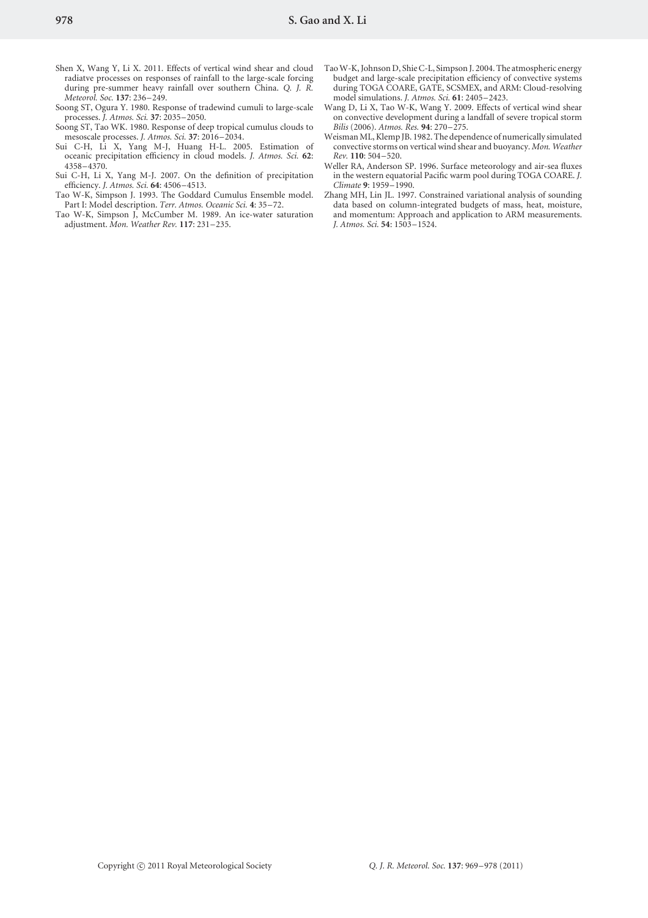Shen X, Wang Y, Li X. 2011. Effects of vertical wind shear and cloud radiatve processes on responses of rainfall to the large-scale forcing during pre-summer heavy rainfall over southern China. *Q. J. R. Meteorol. Soc.* **137**: 236–249.

Soong ST, Ogura Y. 1980. Response of tradewind cumuli to large-scale processes. *J. Atmos. Sci.* **37**: 2035–2050.

Soong ST, Tao WK. 1980. Response of deep tropical cumulus clouds to mesoscale processes. *J. Atmos. Sci.* **37**: 2016–2034.

Sui C-H, Li X, Yang M-J, Huang H-L. 2005. Estimation of oceanic precipitation efficiency in cloud models. *J. Atmos. Sci.* **62**: 4358–4370.

Sui C-H, Li X, Yang M-J. 2007. On the definition of precipitation efficiency. *J. Atmos. Sci.* **64**: 4506–4513.

Tao W-K, Simpson J. 1993. The Goddard Cumulus Ensemble model. Part I: Model description. *Terr. Atmos. Oceanic Sci.* **4**: 35–72.

Tao W-K, Simpson J, McCumber M. 1989. An ice-water saturation adjustment. *Mon. Weather Rev.* **117**: 231–235.

Tao W-K, Johnson D, Shie C-L, Simpson J. 2004. The atmospheric energy budget and large-scale precipitation efficiency of convective systems during TOGA COARE, GATE, SCSMEX, and ARM: Cloud-resolving model simulations. *J. Atmos. Sci.* **61**: 2405–2423.

Wang D, Li X, Tao W-K, Wang Y. 2009. Effects of vertical wind shear on convective development during a landfall of severe tropical storm *Bilis* (2006). *Atmos. Res.* **94**: 270–275.

Weisman ML, Klemp JB. 1982. The dependence of numerically simulated convective storms on vertical wind shear and buoyancy. *Mon. Weather Rev.* **110**: 504–520.

Weller RA, Anderson SP. 1996. Surface meteorology and air-sea fluxes in the western equatorial Pacific warm pool during TOGA COARE. *J. Climate* **9**: 1959–1990.

Zhang MH, Lin JL. 1997. Constrained variational analysis of sounding data based on column-integrated budgets of mass, heat, moisture, and momentum: Approach and application to ARM measurements. *J. Atmos. Sci.* **54**: 1503–1524.